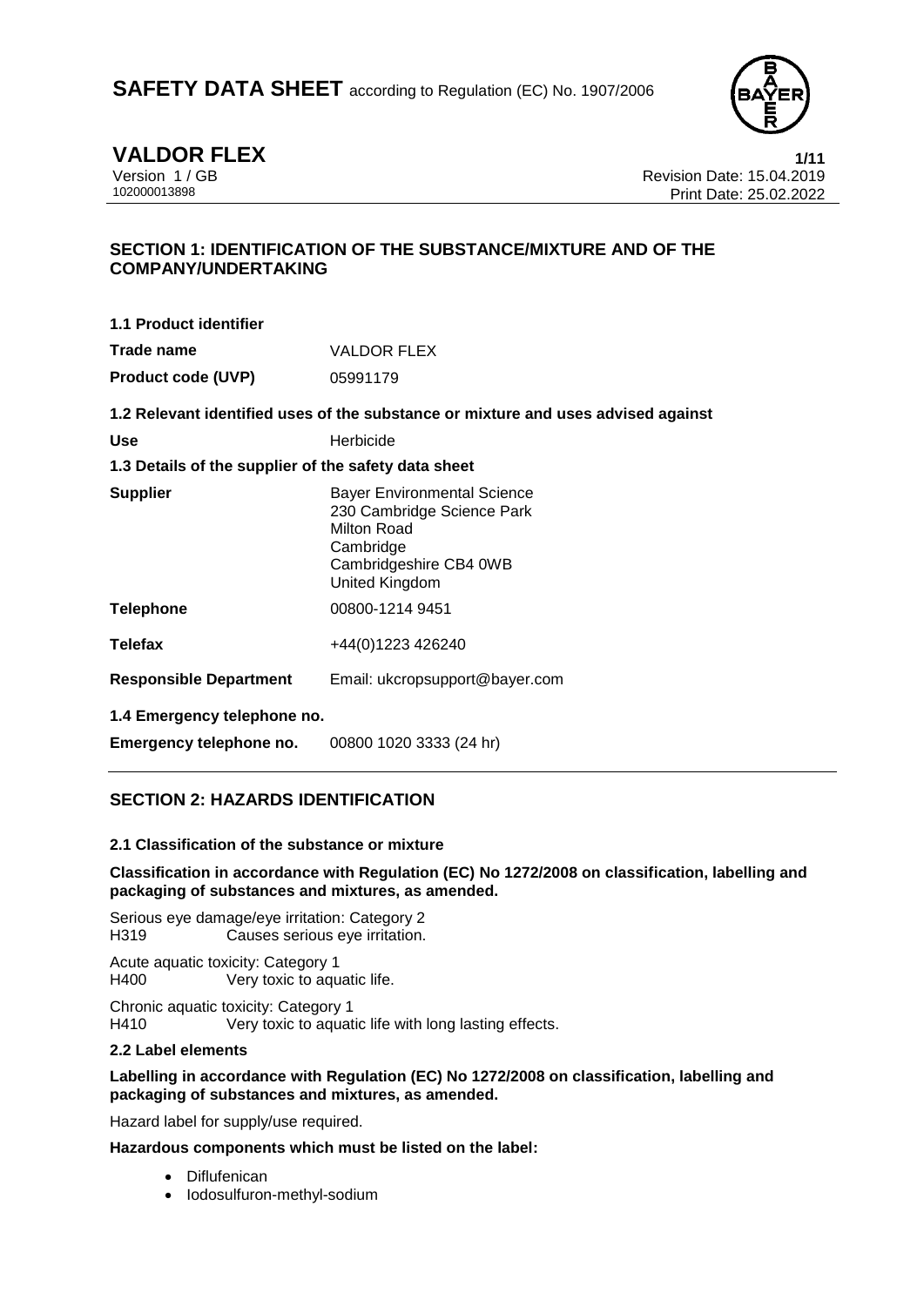# SAFETY DATA SHEET according to Regulation (EC) No. 1907/2006

**VALDOR FLEX**

Version 1 / GB
102000013898

Revision Date: 15.04.2019
Print Date: 25.02.2022

## SECTION 1: IDENTIFICATION OF THE SUBSTANCE/MIXTURE AND OF THE COMPANY/UNDERTAKING

### 1.1 Product identifier

| | |
|---|---|
| **Trade name** | VALDOR FLEX |
| **Product code (UVP)** | 05991179 |

### 1.2 Relevant identified uses of the substance or mixture and uses advised against

| | |
|---|---|
| **Use** | Herbicide |

### 1.3 Details of the supplier of the safety data sheet

| | |
|---|---|
| **Supplier** | Bayer Environmental Science<br>230 Cambridge Science Park<br>Milton Road<br>Cambridge<br>Cambridgeshire CB4 0WB<br>United Kingdom |
| **Telephone** | 00800-1214 9451 |
| **Telefax** | +44(0)1223 426240 |
| **Responsible Department** | Email: ukcropsupport@bayer.com |

### 1.4 Emergency telephone no.

| | |
|---|---|
| **Emergency telephone no.** | 00800 1020 3333 (24 hr) |

## SECTION 2: HAZARDS IDENTIFICATION

### 2.1 Classification of the substance or mixture

**Classification in accordance with Regulation (EC) No 1272/2008 on classification, labelling and packaging of substances and mixtures, as amended.**

Serious eye damage/eye irritation: Category 2
H319 Causes serious eye irritation.

Acute aquatic toxicity: Category 1
H400 Very toxic to aquatic life.

Chronic aquatic toxicity: Category 1
H410 Very toxic to aquatic life with long lasting effects.

### 2.2 Label elements

**Labelling in accordance with Regulation (EC) No 1272/2008 on classification, labelling and packaging of substances and mixtures, as amended.**

Hazard label for supply/use required.

**Hazardous components which must be listed on the label:**

- Diflufenican
- Iodosulfuron-methyl-sodium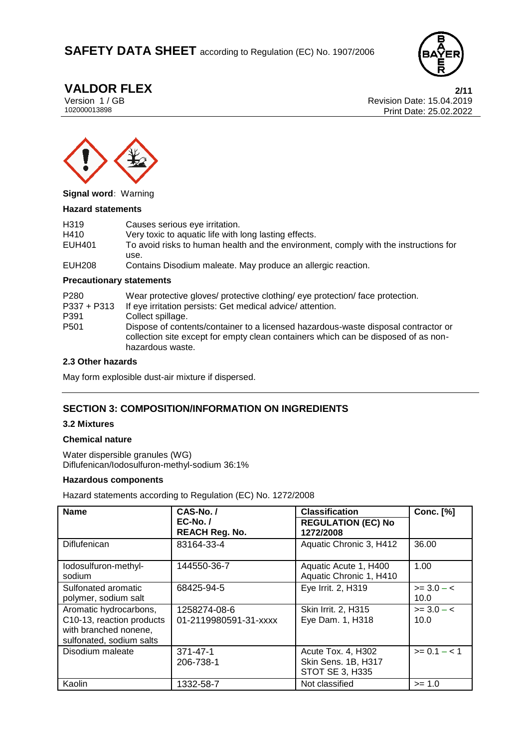**Signal word**: Warning

**Hazard statements**

| | |
|---|---|
| H319 | Causes serious eye irritation. |
| H410 | Very toxic to aquatic life with long lasting effects. |
| EUH401 | To avoid risks to human health and the environment, comply with the instructions for use. |
| EUH208 | Contains Disodium maleate. May produce an allergic reaction. |

**Precautionary statements**

| | |
|---|---|
| P280 | Wear protective gloves/ protective clothing/ eye protection/ face protection. |
| P337 + P313 | If eye irritation persists: Get medical advice/ attention. |
| P391 | Collect spillage. |
| P501 | Dispose of contents/container to a licensed hazardous-waste disposal contractor or collection site except for empty clean containers which can be disposed of as non-hazardous waste. |

### 2.3 Other hazards

May form explosible dust-air mixture if dispersed.

## SECTION 3: COMPOSITION/INFORMATION ON INGREDIENTS

### 3.2 Mixtures

**Chemical nature**

Water dispersible granules (WG)
Diflufenican/Iodosulfuron-methyl-sodium 36:1%

**Hazardous components**

Hazard statements according to Regulation (EC) No. 1272/2008

| Name | CAS-No. / EC-No. / REACH Reg. No. | Classification REGULATION (EC) No 1272/2008 | Conc. [%] |
|---|---|---|---|
| Diflufenican | 83164-33-4 | Aquatic Chronic 3, H412 | 36.00 |
| Iodosulfuron-methyl-sodium | 144550-36-7 | Aquatic Acute 1, H400<br>Aquatic Chronic 1, H410 | 1.00 |
| Sulfonated aromatic polymer, sodium salt | 68425-94-5 | Eye Irrit. 2, H319 | >= 3.0 – < 10.0 |
| Aromatic hydrocarbons, C10-13, reaction products with branched nonene, sulfonated, sodium salts | 1258274-08-6<br>01-2119980591-31-xxxx | Skin Irrit. 2, H315<br>Eye Dam. 1, H318 | >= 3.0 – < 10.0 |
| Disodium maleate | 371-47-1<br>206-738-1 | Acute Tox. 4, H302<br>Skin Sens. 1B, H317<br>STOT SE 3, H335 | >= 0.1 – < 1 |
| Kaolin | 1332-58-7 | Not classified | >= 1.0 |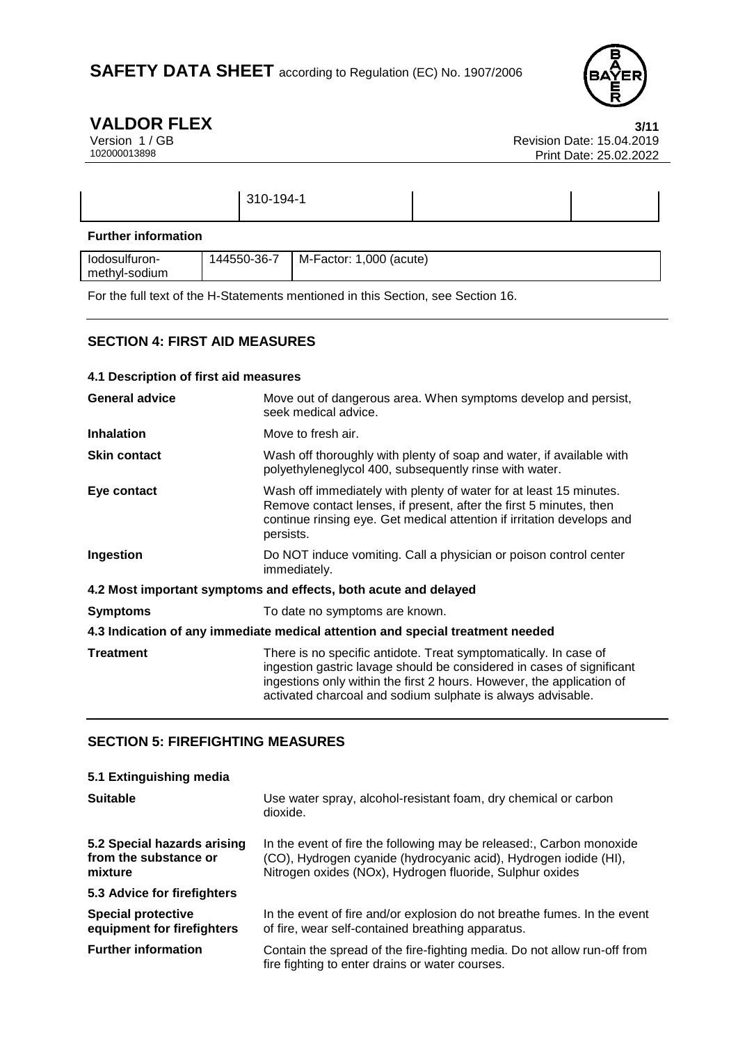| | 310-194-1 | | |
|---|---|---|---|

**Further information**

| Iodosulfuron-methyl-sodium | 144550-36-7 | M-Factor: 1,000 (acute) |
|---|---|---|

For the full text of the H-Statements mentioned in this Section, see Section 16.

## SECTION 4: FIRST AID MEASURES

**4.1 Description of first aid measures**

**General advice** Move out of dangerous area. When symptoms develop and persist, seek medical advice.

**Inhalation** Move to fresh air.

**Skin contact** Wash off thoroughly with plenty of soap and water, if available with polyethyleneglycol 400, subsequently rinse with water.

**Eye contact** Wash off immediately with plenty of water for at least 15 minutes. Remove contact lenses, if present, after the first 5 minutes, then continue rinsing eye. Get medical attention if irritation develops and persists.

**Ingestion** Do NOT induce vomiting. Call a physician or poison control center immediately.

**4.2 Most important symptoms and effects, both acute and delayed**

**Symptoms** To date no symptoms are known.

**4.3 Indication of any immediate medical attention and special treatment needed**

**Treatment** There is no specific antidote. Treat symptomatically. In case of ingestion gastric lavage should be considered in cases of significant ingestions only within the first 2 hours. However, the application of activated charcoal and sodium sulphate is always advisable.

## SECTION 5: FIREFIGHTING MEASURES

**5.1 Extinguishing media**

**Suitable** Use water spray, alcohol-resistant foam, dry chemical or carbon dioxide.

**5.2 Special hazards arising from the substance or mixture** In the event of fire the following may be released:, Carbon monoxide (CO), Hydrogen cyanide (hydrocyanic acid), Hydrogen iodide (HI), Nitrogen oxides (NOx), Hydrogen fluoride, Sulphur oxides

**5.3 Advice for firefighters**

**Special protective equipment for firefighters** In the event of fire and/or explosion do not breathe fumes. In the event of fire, wear self-contained breathing apparatus.

**Further information** Contain the spread of the fire-fighting media. Do not allow run-off from fire fighting to enter drains or water courses.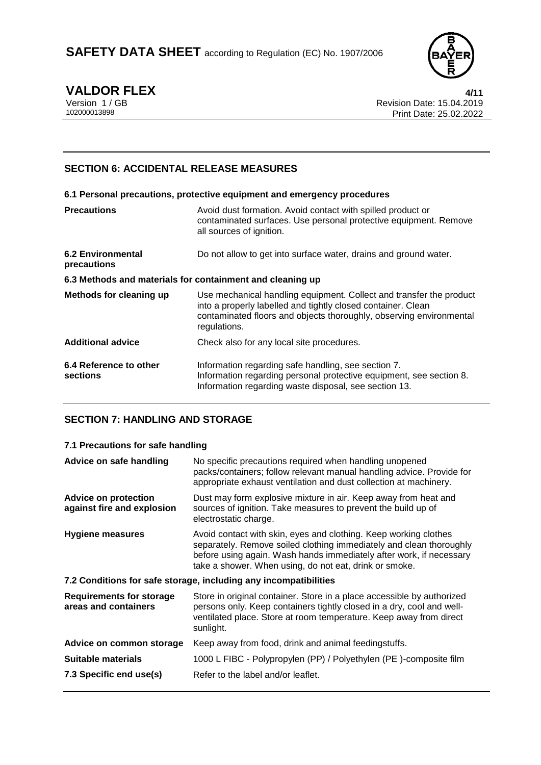## SECTION 6: ACCIDENTAL RELEASE MEASURES

### 6.1 Personal precautions, protective equipment and emergency procedures

| | |
|---|---|
| **Precautions** | Avoid dust formation. Avoid contact with spilled product or contaminated surfaces. Use personal protective equipment. Remove all sources of ignition. |
| **6.2 Environmental precautions** | Do not allow to get into surface water, drains and ground water. |

### 6.3 Methods and materials for containment and cleaning up

| | |
|---|---|
| **Methods for cleaning up** | Use mechanical handling equipment. Collect and transfer the product into a properly labelled and tightly closed container. Clean contaminated floors and objects thoroughly, observing environmental regulations. |
| **Additional advice** | Check also for any local site procedures. |
| **6.4 Reference to other sections** | Information regarding safe handling, see section 7. Information regarding personal protective equipment, see section 8. Information regarding waste disposal, see section 13. |

## SECTION 7: HANDLING AND STORAGE

### 7.1 Precautions for safe handling

| | |
|---|---|
| **Advice on safe handling** | No specific precautions required when handling unopened packs/containers; follow relevant manual handling advice. Provide for appropriate exhaust ventilation and dust collection at machinery. |
| **Advice on protection against fire and explosion** | Dust may form explosive mixture in air. Keep away from heat and sources of ignition. Take measures to prevent the build up of electrostatic charge. |
| **Hygiene measures** | Avoid contact with skin, eyes and clothing. Keep working clothes separately. Remove soiled clothing immediately and clean thoroughly before using again. Wash hands immediately after work, if necessary take a shower. When using, do not eat, drink or smoke. |

### 7.2 Conditions for safe storage, including any incompatibilities

| | |
|---|---|
| **Requirements for storage areas and containers** | Store in original container. Store in a place accessible by authorized persons only. Keep containers tightly closed in a dry, cool and well-ventilated place. Store at room temperature. Keep away from direct sunlight. |
| **Advice on common storage** | Keep away from food, drink and animal feedingstuffs. |
| **Suitable materials** | 1000 L FIBC - Polypropylen (PP) / Polyethylen (PE )-composite film |
| **7.3 Specific end use(s)** | Refer to the label and/or leaflet. |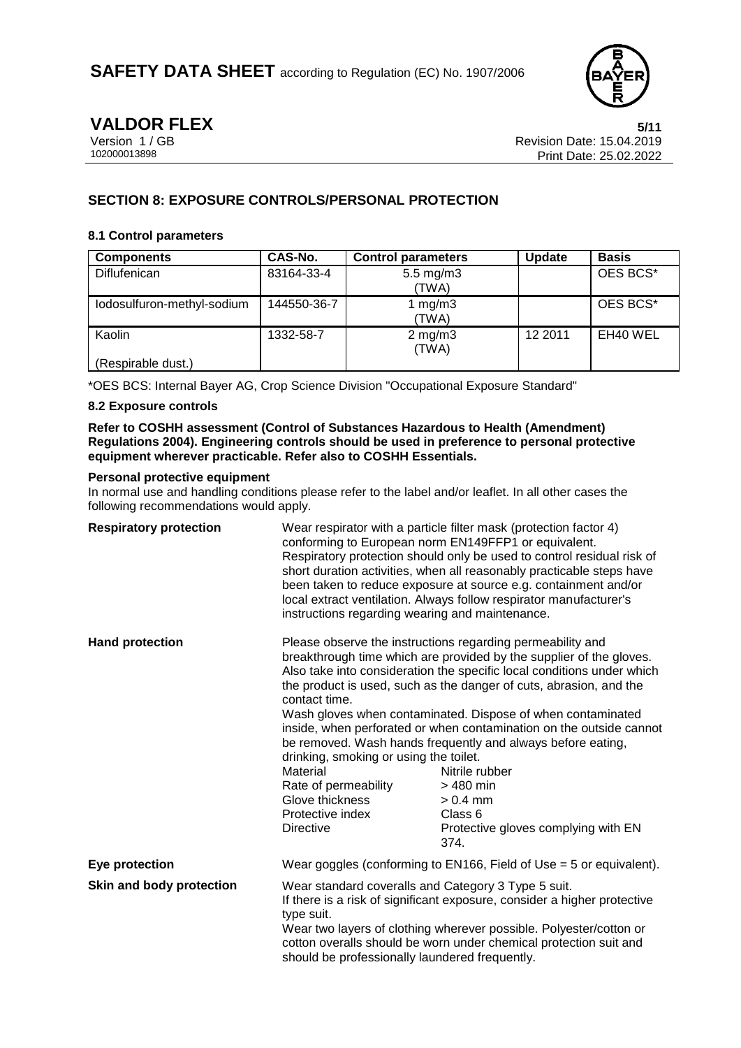## SECTION 8: EXPOSURE CONTROLS/PERSONAL PROTECTION

### 8.1 Control parameters

| Components | CAS-No. | Control parameters | Update | Basis |
|---|---|---|---|---|
| Diflufenican | 83164-33-4 | 5.5 mg/m3 (TWA) | | OES BCS* |
| Iodosulfuron-methyl-sodium | 144550-36-7 | 1 mg/m3 (TWA) | | OES BCS* |
| Kaolin (Respirable dust.) | 1332-58-7 | 2 mg/m3 (TWA) | 12 2011 | EH40 WEL |

*OES BCS: Internal Bayer AG, Crop Science Division "Occupational Exposure Standard"

### 8.2 Exposure controls

**Refer to COSHH assessment (Control of Substances Hazardous to Health (Amendment) Regulations 2004). Engineering controls should be used in preference to personal protective equipment wherever practicable. Refer also to COSHH Essentials.**

**Personal protective equipment**

In normal use and handling conditions please refer to the label and/or leaflet. In all other cases the following recommendations would apply.

**Respiratory protection**

Wear respirator with a particle filter mask (protection factor 4) conforming to European norm EN149FFP1 or equivalent.
Respiratory protection should only be used to control residual risk of short duration activities, when all reasonably practicable steps have been taken to reduce exposure at source e.g. containment and/or local extract ventilation. Always follow respirator manufacturer's instructions regarding wearing and maintenance.

**Hand protection**

Please observe the instructions regarding permeability and breakthrough time which are provided by the supplier of the gloves. Also take into consideration the specific local conditions under which the product is used, such as the danger of cuts, abrasion, and the contact time.
Wash gloves when contaminated. Dispose of when contaminated inside, when perforated or when contamination on the outside cannot be removed. Wash hands frequently and always before eating, drinking, smoking or using the toilet.

| | |
|---|---|
| Material | Nitrile rubber |
| Rate of permeability | > 480 min |
| Glove thickness | > 0.4 mm |
| Protective index | Class 6 |
| Directive | Protective gloves complying with EN 374. |

**Eye protection**

Wear goggles (conforming to EN166, Field of Use = 5 or equivalent).

**Skin and body protection**

Wear standard coveralls and Category 3 Type 5 suit.
If there is a risk of significant exposure, consider a higher protective type suit.
Wear two layers of clothing wherever possible. Polyester/cotton or cotton overalls should be worn under chemical protection suit and should be professionally laundered frequently.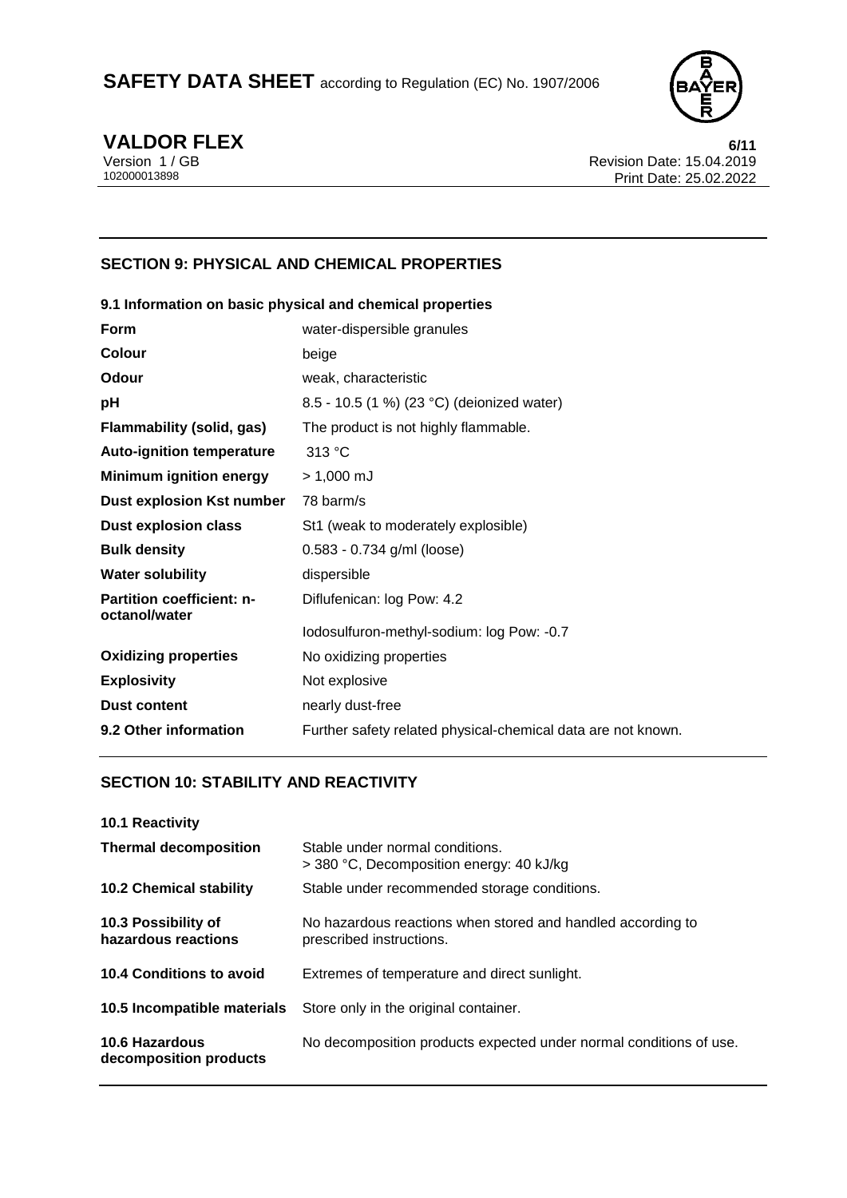## SECTION 9: PHYSICAL AND CHEMICAL PROPERTIES

### 9.1 Information on basic physical and chemical properties

| | |
|---|---|
| **Form** | water-dispersible granules |
| **Colour** | beige |
| **Odour** | weak, characteristic |
| **pH** | 8.5 - 10.5 (1 %) (23 °C) (deionized water) |
| **Flammability (solid, gas)** | The product is not highly flammable. |
| **Auto-ignition temperature** | 313 °C |
| **Minimum ignition energy** | > 1,000 mJ |
| **Dust explosion Kst number** | 78 barm/s |
| **Dust explosion class** | St1 (weak to moderately explosible) |
| **Bulk density** | 0.583 - 0.734 g/ml (loose) |
| **Water solubility** | dispersible |
| **Partition coefficient: n-octanol/water** | Diflufenican: log Pow: 4.2 |
| | Iodosulfuron-methyl-sodium: log Pow: -0.7 |
| **Oxidizing properties** | No oxidizing properties |
| **Explosivity** | Not explosive |
| **Dust content** | nearly dust-free |
| **9.2 Other information** | Further safety related physical-chemical data are not known. |

## SECTION 10: STABILITY AND REACTIVITY

### 10.1 Reactivity

| | |
|---|---|
| **Thermal decomposition** | Stable under normal conditions.<br>> 380 °C, Decomposition energy: 40 kJ/kg |
| **10.2 Chemical stability** | Stable under recommended storage conditions. |
| **10.3 Possibility of hazardous reactions** | No hazardous reactions when stored and handled according to prescribed instructions. |
| **10.4 Conditions to avoid** | Extremes of temperature and direct sunlight. |
| **10.5 Incompatible materials** | Store only in the original container. |
| **10.6 Hazardous decomposition products** | No decomposition products expected under normal conditions of use. |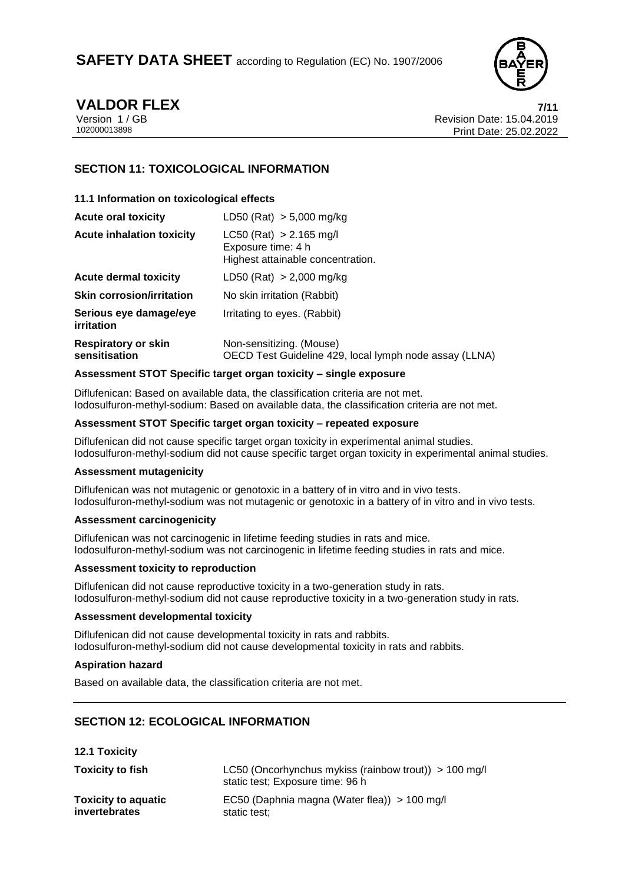## SECTION 11: TOXICOLOGICAL INFORMATION

### 11.1 Information on toxicological effects

| | |
|---|---|
| **Acute oral toxicity** | LD50 (Rat) > 5,000 mg/kg |
| **Acute inhalation toxicity** | LC50 (Rat) > 2.165 mg/l<br>Exposure time: 4 h<br>Highest attainable concentration. |
| **Acute dermal toxicity** | LD50 (Rat) > 2,000 mg/kg |
| **Skin corrosion/irritation** | No skin irritation (Rabbit) |
| **Serious eye damage/eye irritation** | Irritating to eyes. (Rabbit) |
| **Respiratory or skin sensitisation** | Non-sensitizing. (Mouse)<br>OECD Test Guideline 429, local lymph node assay (LLNA) |

**Assessment STOT Specific target organ toxicity – single exposure**

Diflufenican: Based on available data, the classification criteria are not met.
Iodosulfuron-methyl-sodium: Based on available data, the classification criteria are not met.

**Assessment STOT Specific target organ toxicity – repeated exposure**

Diflufenican did not cause specific target organ toxicity in experimental animal studies.
Iodosulfuron-methyl-sodium did not cause specific target organ toxicity in experimental animal studies.

**Assessment mutagenicity**

Diflufenican was not mutagenic or genotoxic in a battery of in vitro and in vivo tests.
Iodosulfuron-methyl-sodium was not mutagenic or genotoxic in a battery of in vitro and in vivo tests.

**Assessment carcinogenicity**

Diflufenican was not carcinogenic in lifetime feeding studies in rats and mice.
Iodosulfuron-methyl-sodium was not carcinogenic in lifetime feeding studies in rats and mice.

**Assessment toxicity to reproduction**

Diflufenican did not cause reproductive toxicity in a two-generation study in rats.
Iodosulfuron-methyl-sodium did not cause reproductive toxicity in a two-generation study in rats.

**Assessment developmental toxicity**

Diflufenican did not cause developmental toxicity in rats and rabbits.
Iodosulfuron-methyl-sodium did not cause developmental toxicity in rats and rabbits.

**Aspiration hazard**

Based on available data, the classification criteria are not met.

## SECTION 12: ECOLOGICAL INFORMATION

### 12.1 Toxicity

| | |
|---|---|
| **Toxicity to fish** | LC50 (Oncorhynchus mykiss (rainbow trout)) > 100 mg/l<br>static test; Exposure time: 96 h |
| **Toxicity to aquatic invertebrates** | EC50 (Daphnia magna (Water flea)) > 100 mg/l<br>static test; |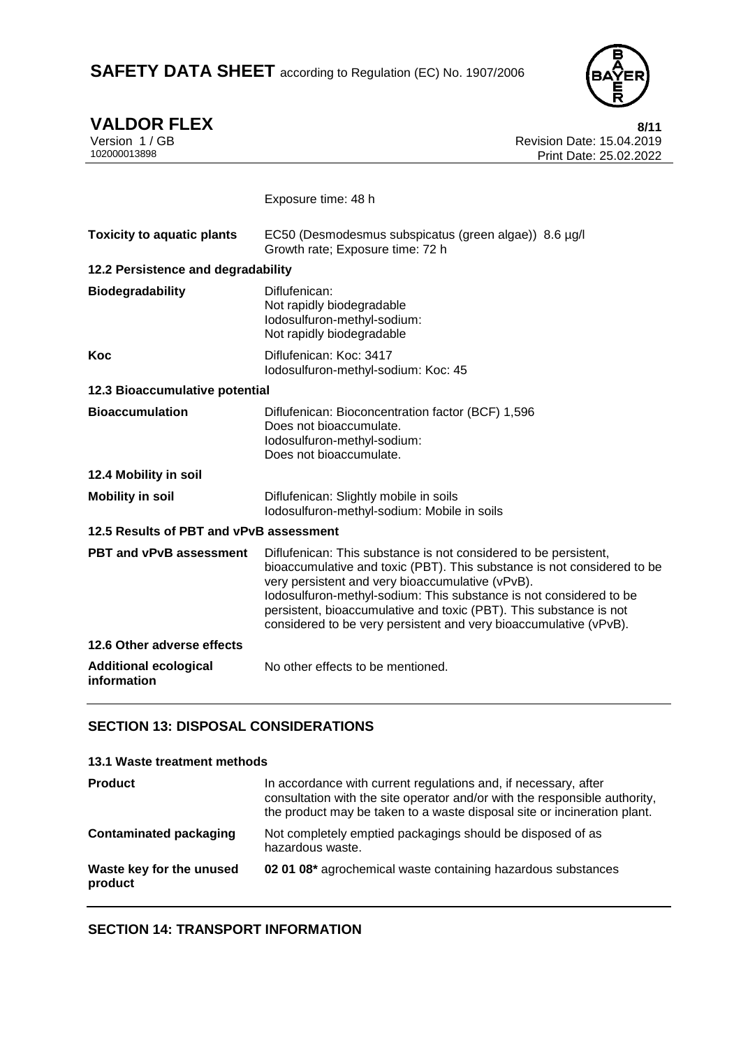| | |
|---|---|
| | Exposure time: 48 h |
| **Toxicity to aquatic plants** | EC50 (Desmodesmus subspicatus (green algae)) 8.6 µg/l<br>Growth rate; Exposure time: 72 h |

**12.2 Persistence and degradability**

| | |
|---|---|
| **Biodegradability** | Diflufenican:<br>Not rapidly biodegradable<br>Iodosulfuron-methyl-sodium:<br>Not rapidly biodegradable |
| **Koc** | Diflufenican: Koc: 3417<br>Iodosulfuron-methyl-sodium: Koc: 45 |

**12.3 Bioaccumulative potential**

| | |
|---|---|
| **Bioaccumulation** | Diflufenican: Bioconcentration factor (BCF) 1,596<br>Does not bioaccumulate.<br>Iodosulfuron-methyl-sodium:<br>Does not bioaccumulate. |

**12.4 Mobility in soil**

| | |
|---|---|
| **Mobility in soil** | Diflufenican: Slightly mobile in soils<br>Iodosulfuron-methyl-sodium: Mobile in soils |

**12.5 Results of PBT and vPvB assessment**

| | |
|---|---|
| **PBT and vPvB assessment** | Diflufenican: This substance is not considered to be persistent, bioaccumulative and toxic (PBT). This substance is not considered to be very persistent and very bioaccumulative (vPvB).<br>Iodosulfuron-methyl-sodium: This substance is not considered to be persistent, bioaccumulative and toxic (PBT). This substance is not considered to be very persistent and very bioaccumulative (vPvB). |

**12.6 Other adverse effects**

| | |
|---|---|
| **Additional ecological information** | No other effects to be mentioned. |

## SECTION 13: DISPOSAL CONSIDERATIONS

**13.1 Waste treatment methods**

| | |
|---|---|
| **Product** | In accordance with current regulations and, if necessary, after consultation with the site operator and/or with the responsible authority, the product may be taken to a waste disposal site or incineration plant. |
| **Contaminated packaging** | Not completely emptied packagings should be disposed of as hazardous waste. |
| **Waste key for the unused product** | **02 01 08*** agrochemical waste containing hazardous substances |

## SECTION 14: TRANSPORT INFORMATION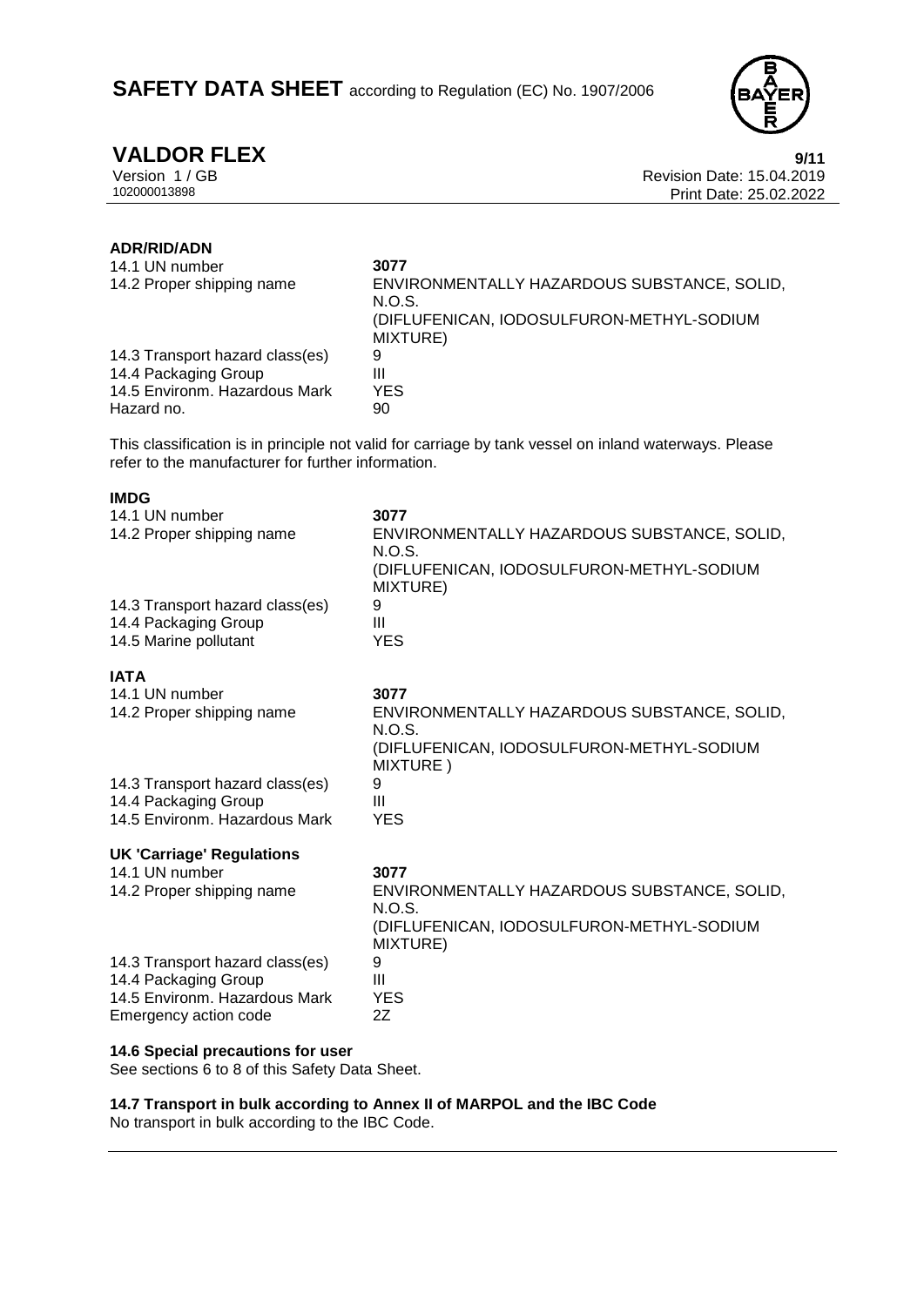**ADR/RID/ADN**

| | |
|---|---|
| 14.1 UN number | **3077** |
| 14.2 Proper shipping name | ENVIRONMENTALLY HAZARDOUS SUBSTANCE, SOLID, N.O.S. (DIFLUFENICAN, IODOSULFURON-METHYL-SODIUM MIXTURE) |
| 14.3 Transport hazard class(es) | 9 |
| 14.4 Packaging Group | III |
| 14.5 Environm. Hazardous Mark | YES |
| Hazard no. | 90 |

This classification is in principle not valid for carriage by tank vessel on inland waterways. Please refer to the manufacturer for further information.

**IMDG**

| | |
|---|---|
| 14.1 UN number | **3077** |
| 14.2 Proper shipping name | ENVIRONMENTALLY HAZARDOUS SUBSTANCE, SOLID, N.O.S. (DIFLUFENICAN, IODOSULFURON-METHYL-SODIUM MIXTURE) |
| 14.3 Transport hazard class(es) | 9 |
| 14.4 Packaging Group | III |
| 14.5 Marine pollutant | YES |

**IATA**

| | |
|---|---|
| 14.1 UN number | **3077** |
| 14.2 Proper shipping name | ENVIRONMENTALLY HAZARDOUS SUBSTANCE, SOLID, N.O.S. (DIFLUFENICAN, IODOSULFURON-METHYL-SODIUM MIXTURE ) |
| 14.3 Transport hazard class(es) | 9 |
| 14.4 Packaging Group | III |
| 14.5 Environm. Hazardous Mark | YES |

**UK 'Carriage' Regulations**

| | |
|---|---|
| 14.1 UN number | **3077** |
| 14.2 Proper shipping name | ENVIRONMENTALLY HAZARDOUS SUBSTANCE, SOLID, N.O.S. (DIFLUFENICAN, IODOSULFURON-METHYL-SODIUM MIXTURE) |
| 14.3 Transport hazard class(es) | 9 |
| 14.4 Packaging Group | III |
| 14.5 Environm. Hazardous Mark | YES |
| Emergency action code | 2Z |

**14.6 Special precautions for user**

See sections 6 to 8 of this Safety Data Sheet.

**14.7 Transport in bulk according to Annex II of MARPOL and the IBC Code**

No transport in bulk according to the IBC Code.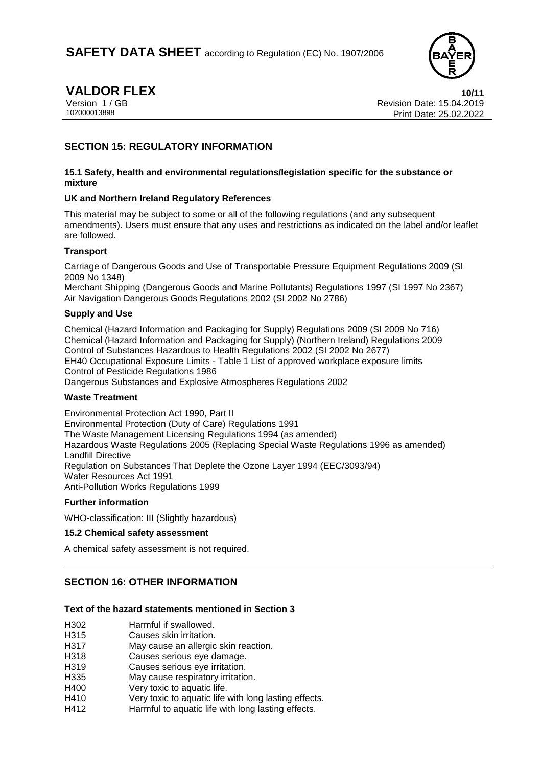## SECTION 15: REGULATORY INFORMATION

**15.1 Safety, health and environmental regulations/legislation specific for the substance or mixture**

**UK and Northern Ireland Regulatory References**

This material may be subject to some or all of the following regulations (and any subsequent amendments). Users must ensure that any uses and restrictions as indicated on the label and/or leaflet are followed.

**Transport**

Carriage of Dangerous Goods and Use of Transportable Pressure Equipment Regulations 2009 (SI 2009 No 1348)
Merchant Shipping (Dangerous Goods and Marine Pollutants) Regulations 1997 (SI 1997 No 2367)
Air Navigation Dangerous Goods Regulations 2002 (SI 2002 No 2786)

**Supply and Use**

Chemical (Hazard Information and Packaging for Supply) Regulations 2009 (SI 2009 No 716)
Chemical (Hazard Information and Packaging for Supply) (Northern Ireland) Regulations 2009
Control of Substances Hazardous to Health Regulations 2002 (SI 2002 No 2677)
EH40 Occupational Exposure Limits - Table 1 List of approved workplace exposure limits
Control of Pesticide Regulations 1986
Dangerous Substances and Explosive Atmospheres Regulations 2002

**Waste Treatment**

Environmental Protection Act 1990, Part II
Environmental Protection (Duty of Care) Regulations 1991
The Waste Management Licensing Regulations 1994 (as amended)
Hazardous Waste Regulations 2005 (Replacing Special Waste Regulations 1996 as amended)
Landfill Directive
Regulation on Substances That Deplete the Ozone Layer 1994 (EEC/3093/94)
Water Resources Act 1991
Anti-Pollution Works Regulations 1999

**Further information**

WHO-classification: III (Slightly hazardous)

**15.2 Chemical safety assessment**

A chemical safety assessment is not required.

## SECTION 16: OTHER INFORMATION

**Text of the hazard statements mentioned in Section 3**

| | |
|---|---|
| H302 | Harmful if swallowed. |
| H315 | Causes skin irritation. |
| H317 | May cause an allergic skin reaction. |
| H318 | Causes serious eye damage. |
| H319 | Causes serious eye irritation. |
| H335 | May cause respiratory irritation. |
| H400 | Very toxic to aquatic life. |
| H410 | Very toxic to aquatic life with long lasting effects. |
| H412 | Harmful to aquatic life with long lasting effects. |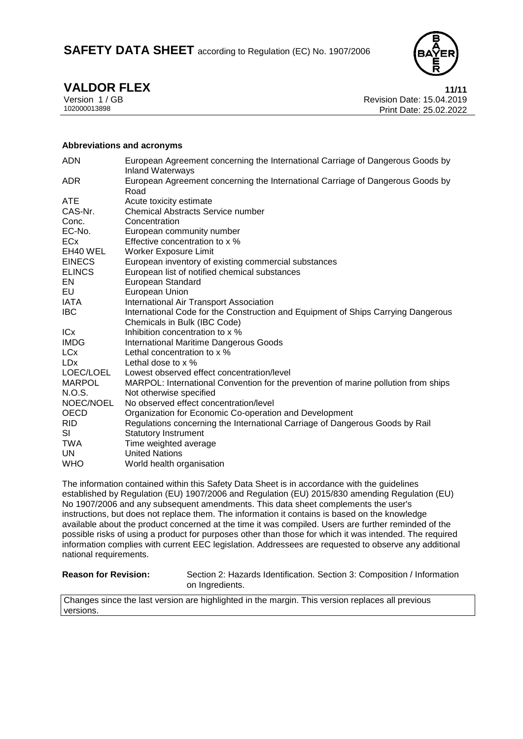**Abbreviations and acronyms**

| | |
|---|---|
| ADN | European Agreement concerning the International Carriage of Dangerous Goods by Inland Waterways |
| ADR | European Agreement concerning the International Carriage of Dangerous Goods by Road |
| ATE | Acute toxicity estimate |
| CAS-Nr. | Chemical Abstracts Service number |
| Conc. | Concentration |
| EC-No. | European community number |
| ECx | Effective concentration to x % |
| EH40 WEL | Worker Exposure Limit |
| EINECS | European inventory of existing commercial substances |
| ELINCS | European list of notified chemical substances |
| EN | European Standard |
| EU | European Union |
| IATA | International Air Transport Association |
| IBC | International Code for the Construction and Equipment of Ships Carrying Dangerous Chemicals in Bulk (IBC Code) |
| ICx | Inhibition concentration to x % |
| IMDG | International Maritime Dangerous Goods |
| LCx | Lethal concentration to x % |
| LDx | Lethal dose to x % |
| LOEC/LOEL | Lowest observed effect concentration/level |
| MARPOL | MARPOL: International Convention for the prevention of marine pollution from ships |
| N.O.S. | Not otherwise specified |
| NOEC/NOEL | No observed effect concentration/level |
| OECD | Organization for Economic Co-operation and Development |
| RID | Regulations concerning the International Carriage of Dangerous Goods by Rail |
| SI | Statutory Instrument |
| TWA | Time weighted average |
| UN | United Nations |
| WHO | World health organisation |

The information contained within this Safety Data Sheet is in accordance with the guidelines established by Regulation (EU) 1907/2006 and Regulation (EU) 2015/830 amending Regulation (EU) No 1907/2006 and any subsequent amendments. This data sheet complements the user's instructions, but does not replace them. The information it contains is based on the knowledge available about the product concerned at the time it was compiled. Users are further reminded of the possible risks of using a product for purposes other than those for which it was intended. The required information complies with current EEC legislation. Addressees are requested to observe any additional national requirements.

**Reason for Revision:** Section 2: Hazards Identification. Section 3: Composition / Information on Ingredients.

Changes since the last version are highlighted in the margin. This version replaces all previous versions.